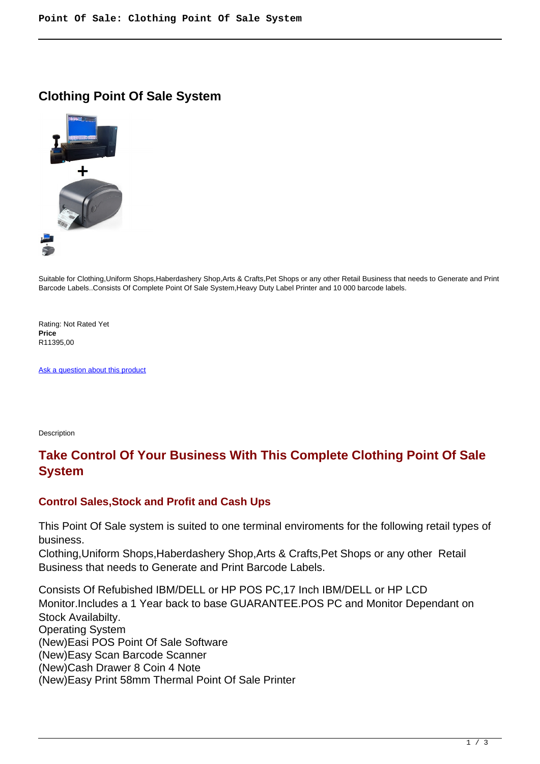# Clothing Point Of Sale System

Suitable for Clothing,Uniform Shops,Haberdashery Shop,Arts & Crafts,Pet Shops or any other Retail Business that needs to Generate and Print Barcode Labels..Consists Of Complete Point Of Sale System,Heavy Duty Label Printer and 10 000 barcode labels.

Rating: Not Rated Yet
**Price**
R11395,00

[Ask a question about this product]

Description

## Take Control Of Your Business With This Complete Clothing Point Of Sale System

### Control Sales,Stock and Profit and Cash Ups

This Point Of Sale system is suited to one terminal enviroments for the following retail types of business.
Clothing,Uniform Shops,Haberdashery Shop,Arts & Crafts,Pet Shops or any other Retail Business that needs to Generate and Print Barcode Labels.

Consists Of Refubished IBM/DELL or HP POS PC,17 Inch IBM/DELL or HP LCD Monitor.Includes a 1 Year back to base GUARANTEE.POS PC and Monitor Dependant on Stock Availabilty.
Operating System
(New)Easi POS Point Of Sale Software
(New)Easy Scan Barcode Scanner
(New)Cash Drawer 8 Coin 4 Note
(New)Easy Print 58mm Thermal Point Of Sale Printer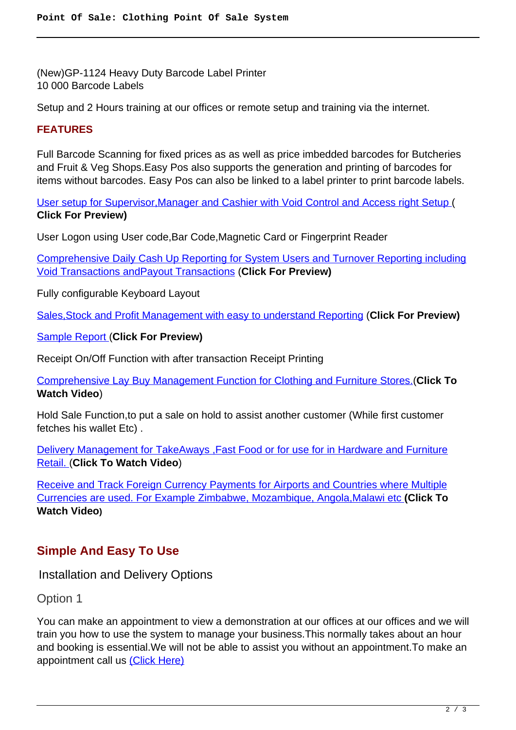(New)GP-1124 Heavy Duty Barcode Label Printer
10 000 Barcode Labels

Setup and 2 Hours training at our offices or remote setup and training via the internet.

**FEATURES**

Full Barcode Scanning for fixed prices as as well as price imbedded barcodes for Butcheries and Fruit & Veg Shops.Easy Pos also supports the generation and printing of barcodes for items without barcodes. Easy Pos can also be linked to a label printer to print barcode labels.

User setup for Supervisor,Manager and Cashier with Void Control and Access right Setup (**Click For Preview)**

User Logon using User code,Bar Code,Magnetic Card or Fingerprint Reader

Comprehensive Daily Cash Up Reporting for System Users and Turnover Reporting including Void Transactions andPayout Transactions (**Click For Preview)**

Fully configurable Keyboard Layout

Sales,Stock and Profit Management with easy to understand Reporting (**Click For Preview)**

Sample Report (**Click For Preview)**

Receipt On/Off Function with after transaction Receipt Printing

Comprehensive Lay Buy Management Function for Clothing and Furniture Stores.(**Click To Watch Video**)

Hold Sale Function,to put a sale on hold to assist another customer (While first customer fetches his wallet Etc) .

Delivery Management for TakeAways ,Fast Food or for use for in Hardware and Furniture Retail. (**Click To Watch Video**)

Receive and Track Foreign Currency Payments for Airports and Countries where Multiple Currencies are used. For Example Zimbabwe, Mozambique, Angola,Malawi etc **(Click To Watch Video)**

## Simple And Easy To Use

### Installation and Delivery Options

#### Option 1

You can make an appointment to view a demonstration at our offices at our offices and we will train you how to use the system to manage your business.This normally takes about an hour and booking is essential.We will not be able to assist you without an appointment.To make an appointment call us (Click Here)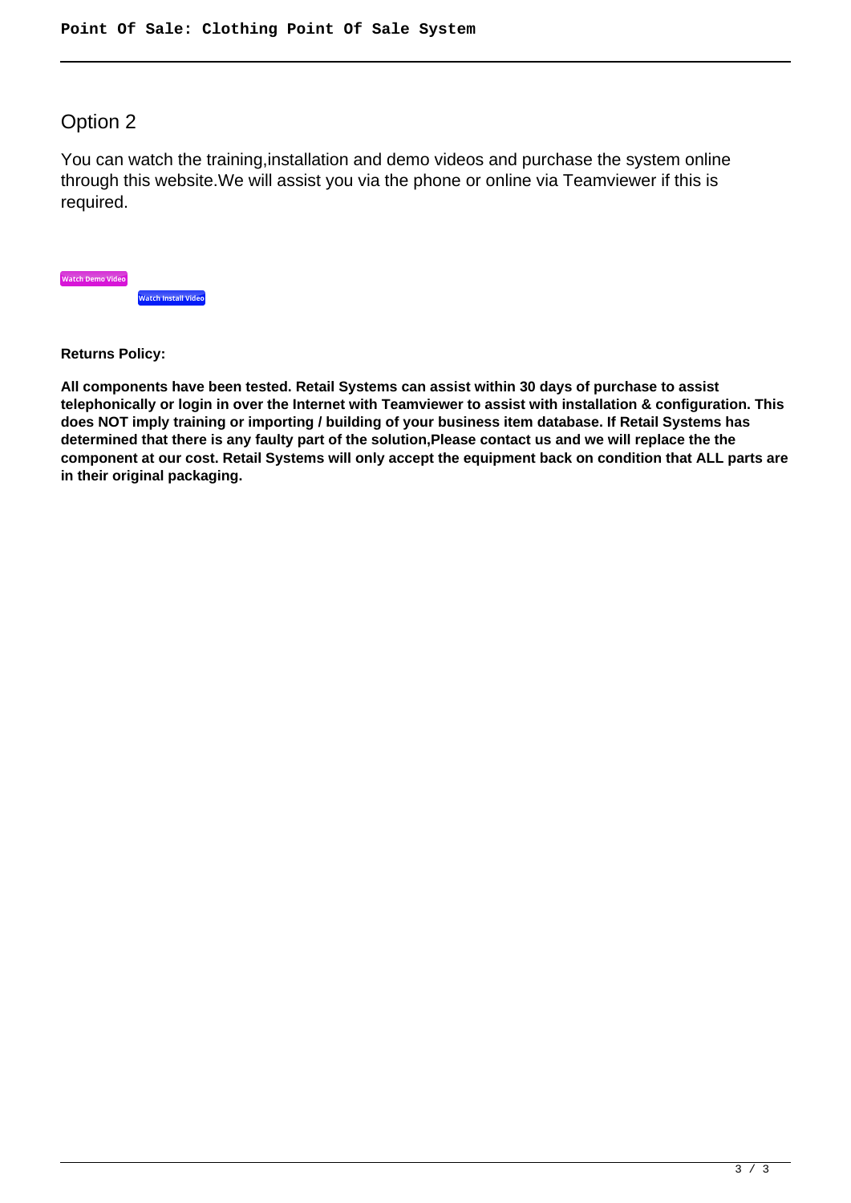## Option 2

You can watch the training,installation and demo videos and purchase the system online through this website.We will assist you via the phone or online via Teamviewer if this is required.

Watch Demo Video

Watch Install Video

**Returns Policy:**

**All components have been tested. Retail Systems can assist within 30 days of purchase to assist telephonically or login in over the Internet with Teamviewer to assist with installation & configuration. This does NOT imply training or importing / building of your business item database. If Retail Systems has determined that there is any faulty part of the solution,Please contact us and we will replace the the component at our cost. Retail Systems will only accept the equipment back on condition that ALL parts are in their original packaging.**